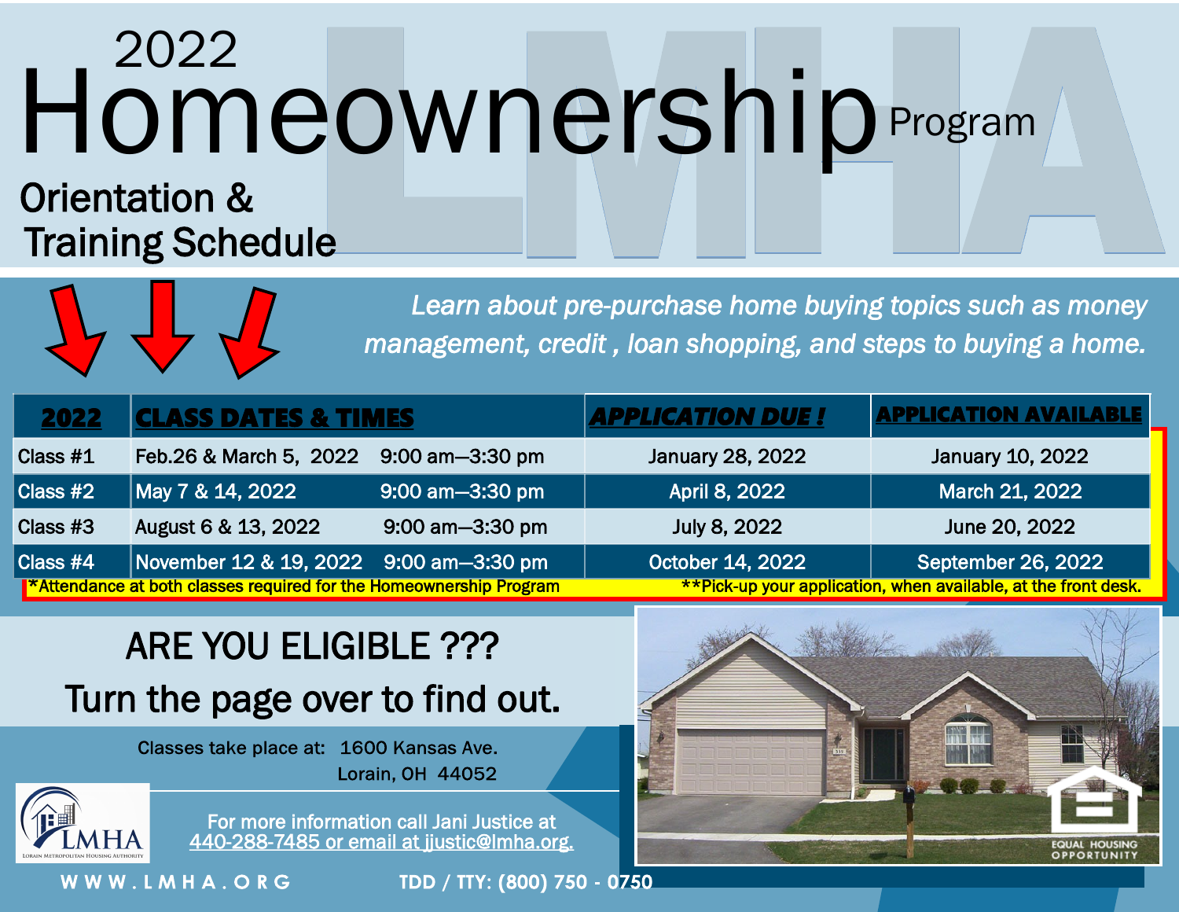# 2022 Homeownership Program

## Orientation & Training Schedule

*Learn about pre-purchase home buying topics such as money management, credit , loan shopping, and steps to buying a home.*

| 2022 | CLASS DATES & TIMES | | APPLICATION DUE ! | APPLICATION AVAILABLE |
|---|---|---|---|---|
| Class #1 | Feb.26 & March 5, 2022 | 9:00 am—3:30 pm | January 28, 2022 | January 10, 2022 |
| Class #2 | May 7 & 14, 2022 | 9:00 am—3:30 pm | April 8, 2022 | March 21, 2022 |
| Class #3 | August 6 & 13, 2022 | 9:00 am—3:30 pm | July 8, 2022 | June 20, 2022 |
| Class #4 | November 12 & 19, 2022 | 9:00 am—3:30 pm | October 14, 2022 | September 26, 2022 |

*Attendance at both classes required for the Homeownership Program

**Pick-up your application, when available, at the front desk.

## ARE YOU ELIGIBLE ???

## Turn the page over to find out.

Classes take place at: 1600 Kansas Ave.
Lorain, OH 44052

For more information call Jani Justice at 440-288-7485 or email at jjustic@lmha.org.

LMHA — Lorain Metropolitan Housing Authority

WWW.LMHA.ORG

TDD / TTY: (800) 750 - 0750

EQUAL HOUSING OPPORTUNITY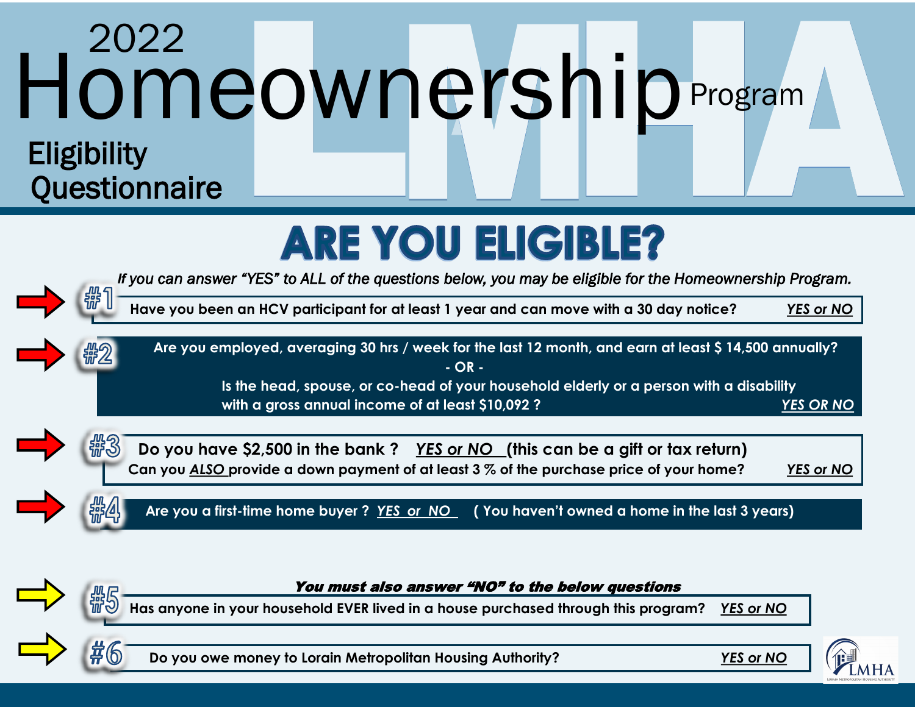2022

# Homeownership Program

## Eligibility Questionnaire

LMHA

# ARE YOU ELIGIBLE?

*If you can answer "YES" to ALL of the questions below, you may be eligible for the Homeownership Program.*

**#1** Have you been an HCV participant for at least 1 year and can move with a 30 day notice? ***YES or NO***

**#2** Are you employed, averaging 30 hrs / week for the last 12 month, and earn at least $ 14,500 annually?

- OR -

Is the head, spouse, or co-head of your household elderly or a person with a disability with a gross annual income of at least $10,092 ? ***YES OR NO***

**#3** Do you have $2,500 in the bank ? ***YES or NO*** (this can be a gift or tax return)

Can you ***ALSO*** provide a down payment of at least 3 % of the purchase price of your home? ***YES or NO***

**#4** Are you a first-time home buyer ? ***YES or NO*** ( You haven't owned a home in the last 3 years)

***You must also answer "NO" to the below questions***

**#5** Has anyone in your household EVER lived in a house purchased through this program? ***YES or NO***

**#6** Do you owe money to Lorain Metropolitan Housing Authority? ***YES or NO***

LMHA

Lorain Metropolitan Housing Authority